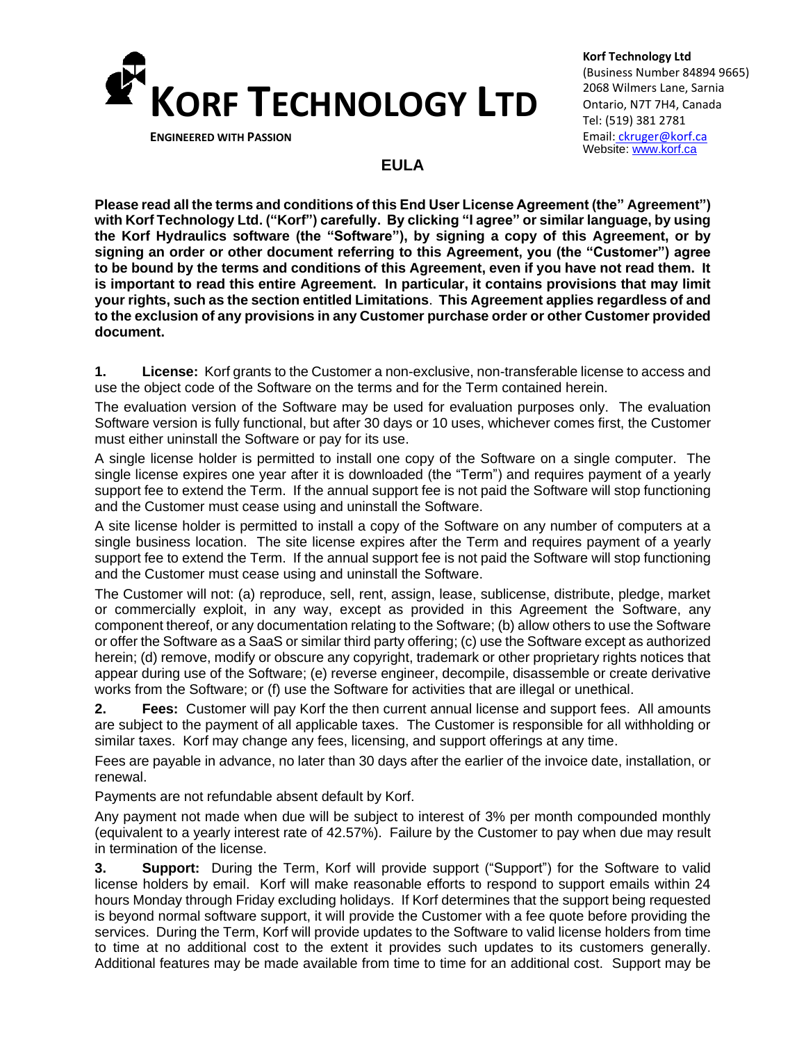# KORF TECHNOLOGY LTD

**ENGINEERED WITH PASSION**

**Korf Technology Ltd**
(Business Number 84894 9665)
2068 Wilmers Lane, Sarnia
Ontario, N7T 7H4, Canada
Tel: (519) 381 2781
Email: ckruger@korf.ca
Website: www.korf.ca

## EULA

**Please read all the terms and conditions of this End User License Agreement (the" Agreement") with Korf Technology Ltd. ("Korf") carefully. By clicking "I agree" or similar language, by using the Korf Hydraulics software (the "Software"), by signing a copy of this Agreement, or by signing an order or other document referring to this Agreement, you (the "Customer") agree to be bound by the terms and conditions of this Agreement, even if you have not read them. It is important to read this entire Agreement. In particular, it contains provisions that may limit your rights, such as the section entitled Limitations. This Agreement applies regardless of and to the exclusion of any provisions in any Customer purchase order or other Customer provided document.**

**1. License:** Korf grants to the Customer a non-exclusive, non-transferable license to access and use the object code of the Software on the terms and for the Term contained herein.

The evaluation version of the Software may be used for evaluation purposes only. The evaluation Software version is fully functional, but after 30 days or 10 uses, whichever comes first, the Customer must either uninstall the Software or pay for its use.

A single license holder is permitted to install one copy of the Software on a single computer. The single license expires one year after it is downloaded (the "Term") and requires payment of a yearly support fee to extend the Term. If the annual support fee is not paid the Software will stop functioning and the Customer must cease using and uninstall the Software.

A site license holder is permitted to install a copy of the Software on any number of computers at a single business location. The site license expires after the Term and requires payment of a yearly support fee to extend the Term. If the annual support fee is not paid the Software will stop functioning and the Customer must cease using and uninstall the Software.

The Customer will not: (a) reproduce, sell, rent, assign, lease, sublicense, distribute, pledge, market or commercially exploit, in any way, except as provided in this Agreement the Software, any component thereof, or any documentation relating to the Software; (b) allow others to use the Software or offer the Software as a SaaS or similar third party offering; (c) use the Software except as authorized herein; (d) remove, modify or obscure any copyright, trademark or other proprietary rights notices that appear during use of the Software; (e) reverse engineer, decompile, disassemble or create derivative works from the Software; or (f) use the Software for activities that are illegal or unethical.

**2. Fees:** Customer will pay Korf the then current annual license and support fees. All amounts are subject to the payment of all applicable taxes. The Customer is responsible for all withholding or similar taxes. Korf may change any fees, licensing, and support offerings at any time.

Fees are payable in advance, no later than 30 days after the earlier of the invoice date, installation, or renewal.

Payments are not refundable absent default by Korf.

Any payment not made when due will be subject to interest of 3% per month compounded monthly (equivalent to a yearly interest rate of 42.57%). Failure by the Customer to pay when due may result in termination of the license.

**3. Support:** During the Term, Korf will provide support ("Support") for the Software to valid license holders by email. Korf will make reasonable efforts to respond to support emails within 24 hours Monday through Friday excluding holidays. If Korf determines that the support being requested is beyond normal software support, it will provide the Customer with a fee quote before providing the services. During the Term, Korf will provide updates to the Software to valid license holders from time to time at no additional cost to the extent it provides such updates to its customers generally. Additional features may be made available from time to time for an additional cost. Support may be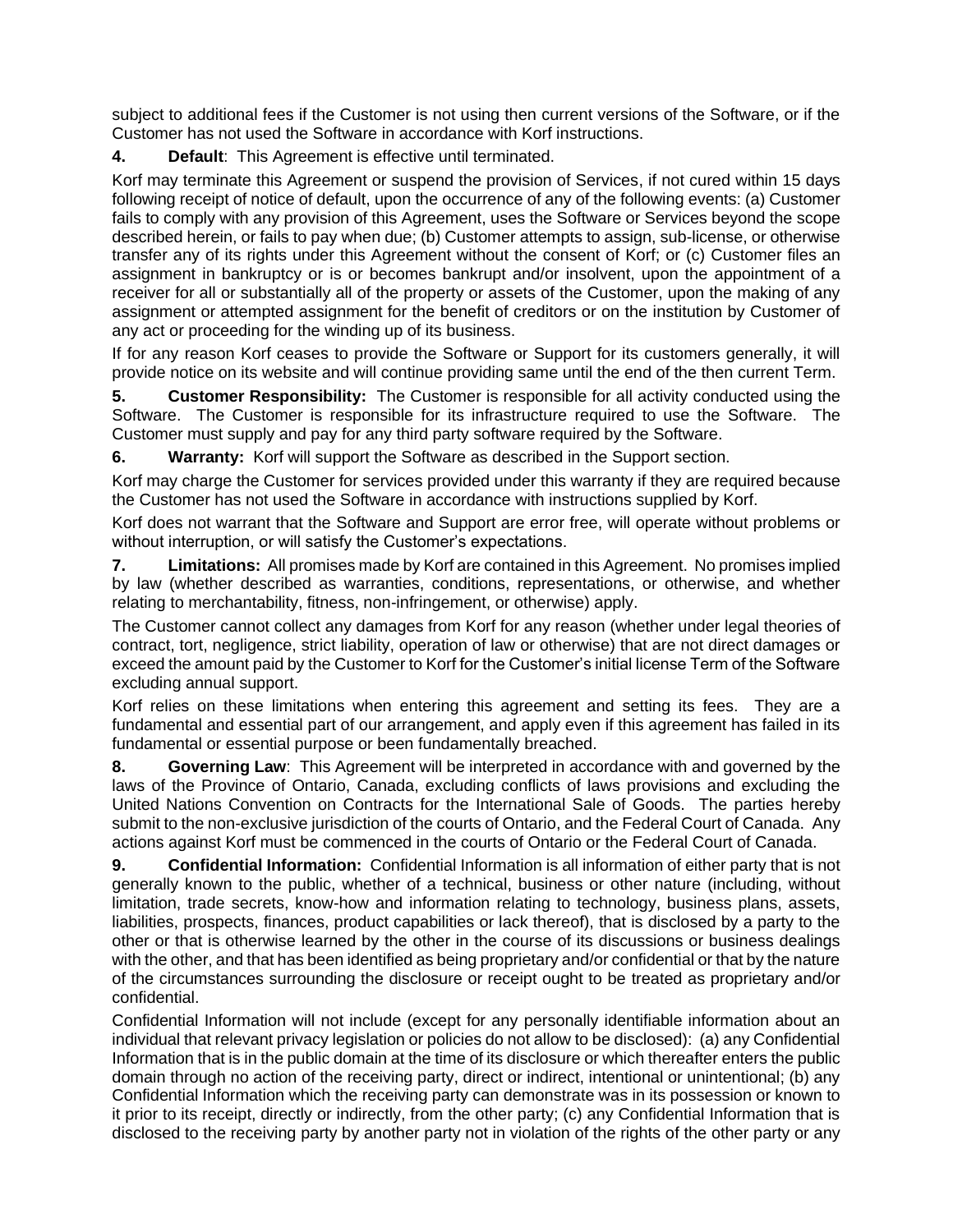subject to additional fees if the Customer is not using then current versions of the Software, or if the Customer has not used the Software in accordance with Korf instructions.

**4. Default**: This Agreement is effective until terminated.

Korf may terminate this Agreement or suspend the provision of Services, if not cured within 15 days following receipt of notice of default, upon the occurrence of any of the following events: (a) Customer fails to comply with any provision of this Agreement, uses the Software or Services beyond the scope described herein, or fails to pay when due; (b) Customer attempts to assign, sub-license, or otherwise transfer any of its rights under this Agreement without the consent of Korf; or (c) Customer files an assignment in bankruptcy or is or becomes bankrupt and/or insolvent, upon the appointment of a receiver for all or substantially all of the property or assets of the Customer, upon the making of any assignment or attempted assignment for the benefit of creditors or on the institution by Customer of any act or proceeding for the winding up of its business.

If for any reason Korf ceases to provide the Software or Support for its customers generally, it will provide notice on its website and will continue providing same until the end of the then current Term.

**5. Customer Responsibility:** The Customer is responsible for all activity conducted using the Software. The Customer is responsible for its infrastructure required to use the Software. The Customer must supply and pay for any third party software required by the Software.

**6. Warranty:** Korf will support the Software as described in the Support section.

Korf may charge the Customer for services provided under this warranty if they are required because the Customer has not used the Software in accordance with instructions supplied by Korf.

Korf does not warrant that the Software and Support are error free, will operate without problems or without interruption, or will satisfy the Customer's expectations.

**7. Limitations:** All promises made by Korf are contained in this Agreement. No promises implied by law (whether described as warranties, conditions, representations, or otherwise, and whether relating to merchantability, fitness, non-infringement, or otherwise) apply.

The Customer cannot collect any damages from Korf for any reason (whether under legal theories of contract, tort, negligence, strict liability, operation of law or otherwise) that are not direct damages or exceed the amount paid by the Customer to Korf for the Customer's initial license Term of the Software excluding annual support.

Korf relies on these limitations when entering this agreement and setting its fees. They are a fundamental and essential part of our arrangement, and apply even if this agreement has failed in its fundamental or essential purpose or been fundamentally breached.

**8. Governing Law**: This Agreement will be interpreted in accordance with and governed by the laws of the Province of Ontario, Canada, excluding conflicts of laws provisions and excluding the United Nations Convention on Contracts for the International Sale of Goods. The parties hereby submit to the non-exclusive jurisdiction of the courts of Ontario, and the Federal Court of Canada. Any actions against Korf must be commenced in the courts of Ontario or the Federal Court of Canada.

**9. Confidential Information:** Confidential Information is all information of either party that is not generally known to the public, whether of a technical, business or other nature (including, without limitation, trade secrets, know-how and information relating to technology, business plans, assets, liabilities, prospects, finances, product capabilities or lack thereof), that is disclosed by a party to the other or that is otherwise learned by the other in the course of its discussions or business dealings with the other, and that has been identified as being proprietary and/or confidential or that by the nature of the circumstances surrounding the disclosure or receipt ought to be treated as proprietary and/or confidential.

Confidential Information will not include (except for any personally identifiable information about an individual that relevant privacy legislation or policies do not allow to be disclosed): (a) any Confidential Information that is in the public domain at the time of its disclosure or which thereafter enters the public domain through no action of the receiving party, direct or indirect, intentional or unintentional; (b) any Confidential Information which the receiving party can demonstrate was in its possession or known to it prior to its receipt, directly or indirectly, from the other party; (c) any Confidential Information that is disclosed to the receiving party by another party not in violation of the rights of the other party or any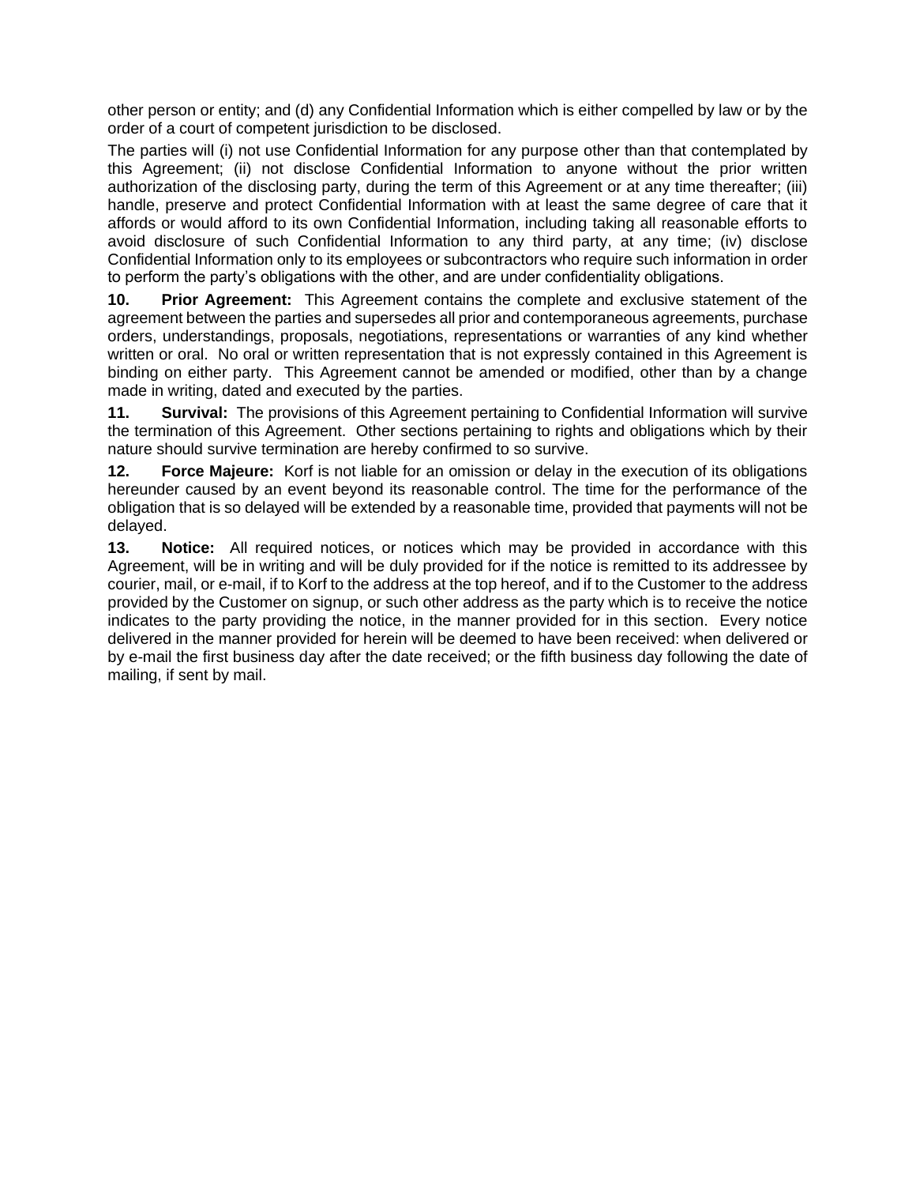other person or entity; and (d) any Confidential Information which is either compelled by law or by the order of a court of competent jurisdiction to be disclosed.

The parties will (i) not use Confidential Information for any purpose other than that contemplated by this Agreement; (ii) not disclose Confidential Information to anyone without the prior written authorization of the disclosing party, during the term of this Agreement or at any time thereafter; (iii) handle, preserve and protect Confidential Information with at least the same degree of care that it affords or would afford to its own Confidential Information, including taking all reasonable efforts to avoid disclosure of such Confidential Information to any third party, at any time; (iv) disclose Confidential Information only to its employees or subcontractors who require such information in order to perform the party's obligations with the other, and are under confidentiality obligations.

**10. Prior Agreement:** This Agreement contains the complete and exclusive statement of the agreement between the parties and supersedes all prior and contemporaneous agreements, purchase orders, understandings, proposals, negotiations, representations or warranties of any kind whether written or oral. No oral or written representation that is not expressly contained in this Agreement is binding on either party. This Agreement cannot be amended or modified, other than by a change made in writing, dated and executed by the parties.

**11. Survival:** The provisions of this Agreement pertaining to Confidential Information will survive the termination of this Agreement. Other sections pertaining to rights and obligations which by their nature should survive termination are hereby confirmed to so survive.

**12. Force Majeure:** Korf is not liable for an omission or delay in the execution of its obligations hereunder caused by an event beyond its reasonable control. The time for the performance of the obligation that is so delayed will be extended by a reasonable time, provided that payments will not be delayed.

**13. Notice:** All required notices, or notices which may be provided in accordance with this Agreement, will be in writing and will be duly provided for if the notice is remitted to its addressee by courier, mail, or e-mail, if to Korf to the address at the top hereof, and if to the Customer to the address provided by the Customer on signup, or such other address as the party which is to receive the notice indicates to the party providing the notice, in the manner provided for in this section. Every notice delivered in the manner provided for herein will be deemed to have been received: when delivered or by e-mail the first business day after the date received; or the fifth business day following the date of mailing, if sent by mail.